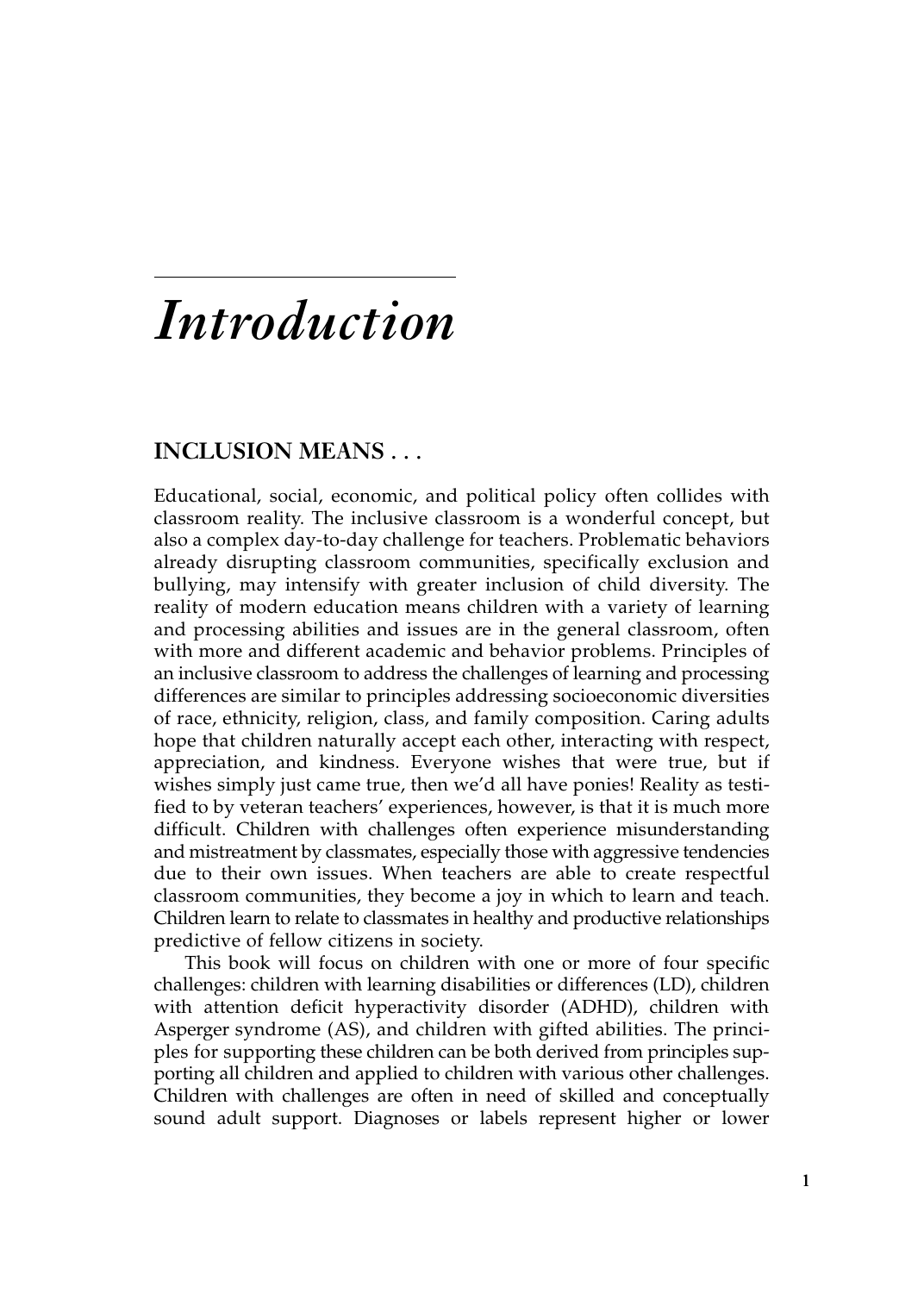# Introduction

## INCLUSION MEANS . . .

Educational, social, economic, and political policy often collides with classroom reality. The inclusive classroom is a wonderful concept, but also a complex day-to-day challenge for teachers. Problematic behaviors already disrupting classroom communities, specifically exclusion and bullying, may intensify with greater inclusion of child diversity. The reality of modern education means children with a variety of learning and processing abilities and issues are in the general classroom, often with more and different academic and behavior problems. Principles of an inclusive classroom to address the challenges of learning and processing differences are similar to principles addressing socioeconomic diversities of race, ethnicity, religion, class, and family composition. Caring adults hope that children naturally accept each other, interacting with respect, appreciation, and kindness. Everyone wishes that were true, but if wishes simply just came true, then we'd all have ponies! Reality as testified to by veteran teachers' experiences, however, is that it is much more difficult. Children with challenges often experience misunderstanding and mistreatment by classmates, especially those with aggressive tendencies due to their own issues. When teachers are able to create respectful classroom communities, they become a joy in which to learn and teach. Children learn to relate to classmates in healthy and productive relationships predictive of fellow citizens in society.

This book will focus on children with one or more of four specific challenges: children with learning disabilities or differences (LD), children with attention deficit hyperactivity disorder (ADHD), children with Asperger syndrome (AS), and children with gifted abilities. The principles for supporting these children can be both derived from principles supporting all children and applied to children with various other challenges. Children with challenges are often in need of skilled and conceptually sound adult support. Diagnoses or labels represent higher or lower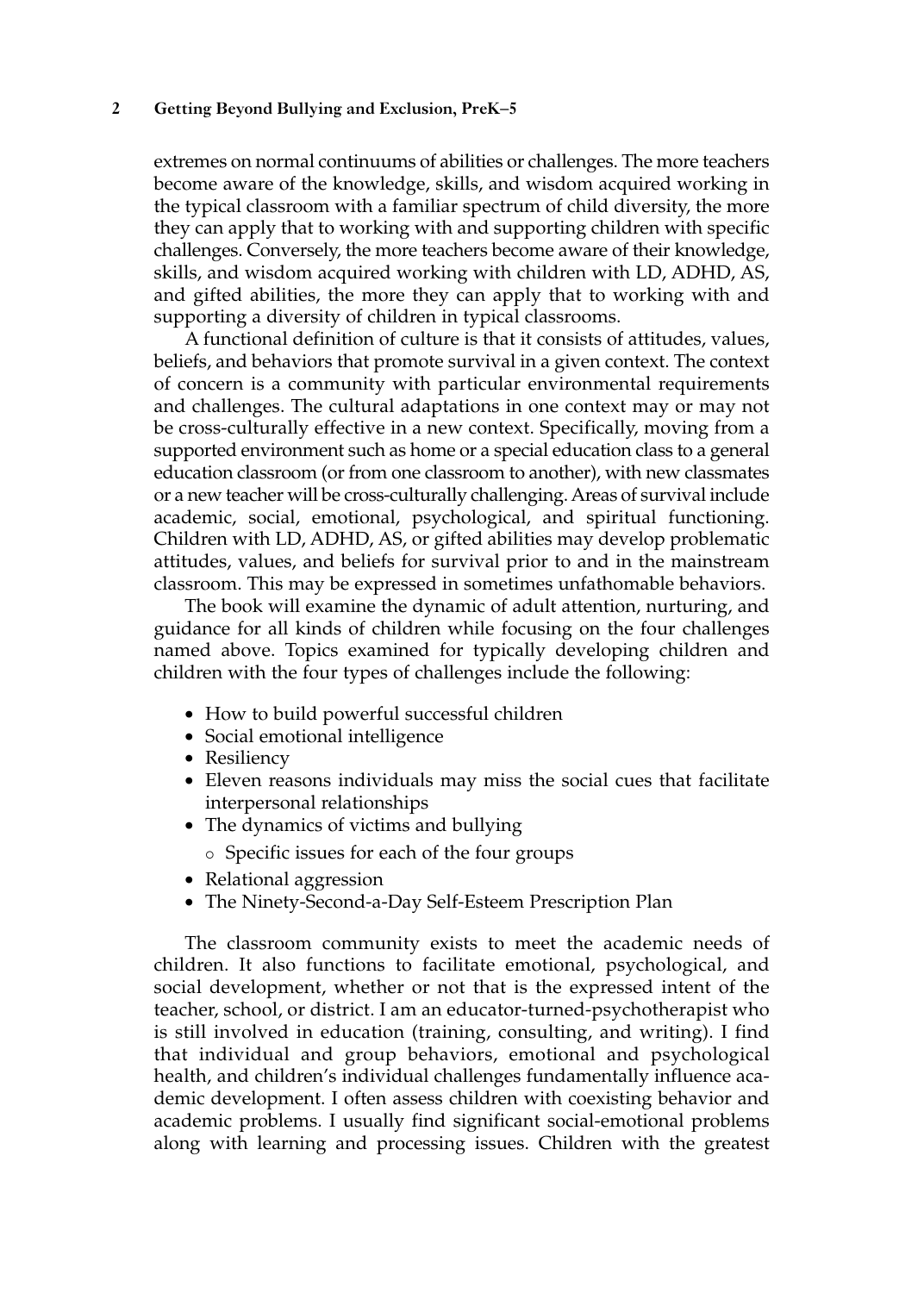extremes on normal continuums of abilities or challenges. The more teachers become aware of the knowledge, skills, and wisdom acquired working in the typical classroom with a familiar spectrum of child diversity, the more they can apply that to working with and supporting children with specific challenges. Conversely, the more teachers become aware of their knowledge, skills, and wisdom acquired working with children with LD, ADHD, AS, and gifted abilities, the more they can apply that to working with and supporting a diversity of children in typical classrooms.

A functional definition of culture is that it consists of attitudes, values, beliefs, and behaviors that promote survival in a given context. The context of concern is a community with particular environmental requirements and challenges. The cultural adaptations in one context may or may not be cross-culturally effective in a new context. Specifically, moving from a supported environment such as home or a special education class to a general education classroom (or from one classroom to another), with new classmates or a new teacher will be cross-culturally challenging. Areas of survival include academic, social, emotional, psychological, and spiritual functioning. Children with LD, ADHD, AS, or gifted abilities may develop problematic attitudes, values, and beliefs for survival prior to and in the mainstream classroom. This may be expressed in sometimes unfathomable behaviors.

The book will examine the dynamic of adult attention, nurturing, and guidance for all kinds of children while focusing on the four challenges named above. Topics examined for typically developing children and children with the four types of challenges include the following:

- How to build powerful successful children
- Social emotional intelligence
- Resiliency
- Eleven reasons individuals may miss the social cues that facilitate interpersonal relationships
- The dynamics of victims and bullying
  - Specific issues for each of the four groups
- Relational aggression
- The Ninety-Second-a-Day Self-Esteem Prescription Plan

The classroom community exists to meet the academic needs of children. It also functions to facilitate emotional, psychological, and social development, whether or not that is the expressed intent of the teacher, school, or district. I am an educator-turned-psychotherapist who is still involved in education (training, consulting, and writing). I find that individual and group behaviors, emotional and psychological health, and children's individual challenges fundamentally influence academic development. I often assess children with coexisting behavior and academic problems. I usually find significant social-emotional problems along with learning and processing issues. Children with the greatest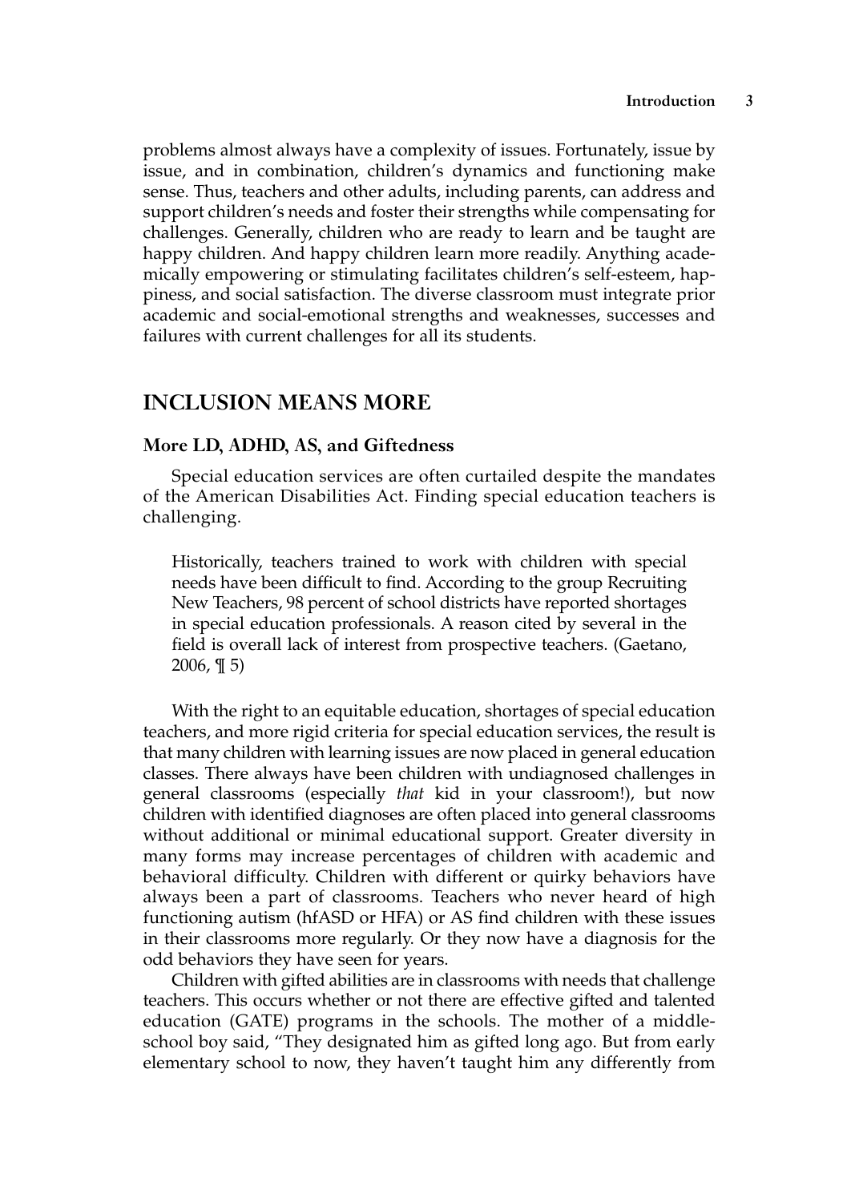problems almost always have a complexity of issues. Fortunately, issue by issue, and in combination, children's dynamics and functioning make sense. Thus, teachers and other adults, including parents, can address and support children's needs and foster their strengths while compensating for challenges. Generally, children who are ready to learn and be taught are happy children. And happy children learn more readily. Anything academically empowering or stimulating facilitates children's self-esteem, happiness, and social satisfaction. The diverse classroom must integrate prior academic and social-emotional strengths and weaknesses, successes and failures with current challenges for all its students.

## INCLUSION MEANS MORE

### More LD, ADHD, AS, and Giftedness

Special education services are often curtailed despite the mandates of the American Disabilities Act. Finding special education teachers is challenging.

> Historically, teachers trained to work with children with special needs have been difficult to find. According to the group Recruiting New Teachers, 98 percent of school districts have reported shortages in special education professionals. A reason cited by several in the field is overall lack of interest from prospective teachers. (Gaetano, 2006, ¶ 5)

With the right to an equitable education, shortages of special education teachers, and more rigid criteria for special education services, the result is that many children with learning issues are now placed in general education classes. There always have been children with undiagnosed challenges in general classrooms (especially *that* kid in your classroom!), but now children with identified diagnoses are often placed into general classrooms without additional or minimal educational support. Greater diversity in many forms may increase percentages of children with academic and behavioral difficulty. Children with different or quirky behaviors have always been a part of classrooms. Teachers who never heard of high functioning autism (hfASD or HFA) or AS find children with these issues in their classrooms more regularly. Or they now have a diagnosis for the odd behaviors they have seen for years.

Children with gifted abilities are in classrooms with needs that challenge teachers. This occurs whether or not there are effective gifted and talented education (GATE) programs in the schools. The mother of a middle-school boy said, "They designated him as gifted long ago. But from early elementary school to now, they haven't taught him any differently from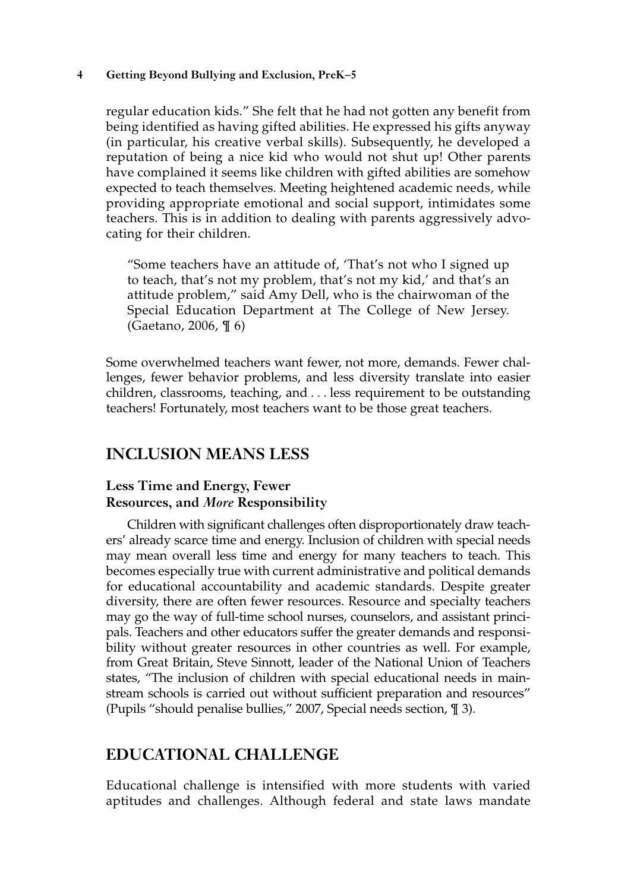regular education kids." She felt that he had not gotten any benefit from being identified as having gifted abilities. He expressed his gifts anyway (in particular, his creative verbal skills). Subsequently, he developed a reputation of being a nice kid who would not shut up! Other parents have complained it seems like children with gifted abilities are somehow expected to teach themselves. Meeting heightened academic needs, while providing appropriate emotional and social support, intimidates some teachers. This is in addition to dealing with parents aggressively advocating for their children.

> "Some teachers have an attitude of, 'That's not who I signed up to teach, that's not my problem, that's not my kid,' and that's an attitude problem," said Amy Dell, who is the chairwoman of the Special Education Department at The College of New Jersey. (Gaetano, 2006, ¶ 6)

Some overwhelmed teachers want fewer, not more, demands. Fewer challenges, fewer behavior problems, and less diversity translate into easier children, classrooms, teaching, and . . . less requirement to be outstanding teachers! Fortunately, most teachers want to be those great teachers.

## INCLUSION MEANS LESS

### Less Time and Energy, Fewer Resources, and *More* Responsibility

Children with significant challenges often disproportionately draw teachers' already scarce time and energy. Inclusion of children with special needs may mean overall less time and energy for many teachers to teach. This becomes especially true with current administrative and political demands for educational accountability and academic standards. Despite greater diversity, there are often fewer resources. Resource and specialty teachers may go the way of full-time school nurses, counselors, and assistant principals. Teachers and other educators suffer the greater demands and responsibility without greater resources in other countries as well. For example, from Great Britain, Steve Sinnott, leader of the National Union of Teachers states, "The inclusion of children with special educational needs in mainstream schools is carried out without sufficient preparation and resources" (Pupils "should penalise bullies," 2007, Special needs section, ¶ 3).

## EDUCATIONAL CHALLENGE

Educational challenge is intensified with more students with varied aptitudes and challenges. Although federal and state laws mandate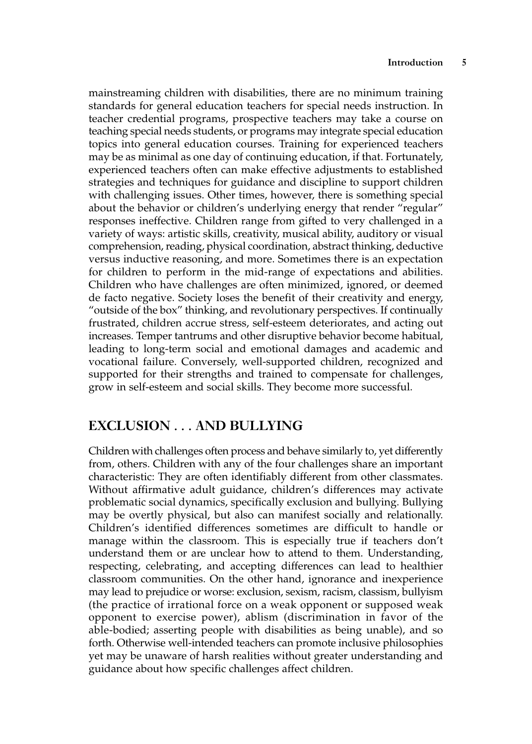mainstreaming children with disabilities, there are no minimum training standards for general education teachers for special needs instruction. In teacher credential programs, prospective teachers may take a course on teaching special needs students, or programs may integrate special education topics into general education courses. Training for experienced teachers may be as minimal as one day of continuing education, if that. Fortunately, experienced teachers often can make effective adjustments to established strategies and techniques for guidance and discipline to support children with challenging issues. Other times, however, there is something special about the behavior or children's underlying energy that render "regular" responses ineffective. Children range from gifted to very challenged in a variety of ways: artistic skills, creativity, musical ability, auditory or visual comprehension, reading, physical coordination, abstract thinking, deductive versus inductive reasoning, and more. Sometimes there is an expectation for children to perform in the mid-range of expectations and abilities. Children who have challenges are often minimized, ignored, or deemed de facto negative. Society loses the benefit of their creativity and energy, "outside of the box" thinking, and revolutionary perspectives. If continually frustrated, children accrue stress, self-esteem deteriorates, and acting out increases. Temper tantrums and other disruptive behavior become habitual, leading to long-term social and emotional damages and academic and vocational failure. Conversely, well-supported children, recognized and supported for their strengths and trained to compensate for challenges, grow in self-esteem and social skills. They become more successful.

## EXCLUSION . . . AND BULLYING

Children with challenges often process and behave similarly to, yet differently from, others. Children with any of the four challenges share an important characteristic: They are often identifiably different from other classmates. Without affirmative adult guidance, children's differences may activate problematic social dynamics, specifically exclusion and bullying. Bullying may be overtly physical, but also can manifest socially and relationally. Children's identified differences sometimes are difficult to handle or manage within the classroom. This is especially true if teachers don't understand them or are unclear how to attend to them. Understanding, respecting, celebrating, and accepting differences can lead to healthier classroom communities. On the other hand, ignorance and inexperience may lead to prejudice or worse: exclusion, sexism, racism, classism, bullyism (the practice of irrational force on a weak opponent or supposed weak opponent to exercise power), ablism (discrimination in favor of the able-bodied; asserting people with disabilities as being unable), and so forth. Otherwise well-intended teachers can promote inclusive philosophies yet may be unaware of harsh realities without greater understanding and guidance about how specific challenges affect children.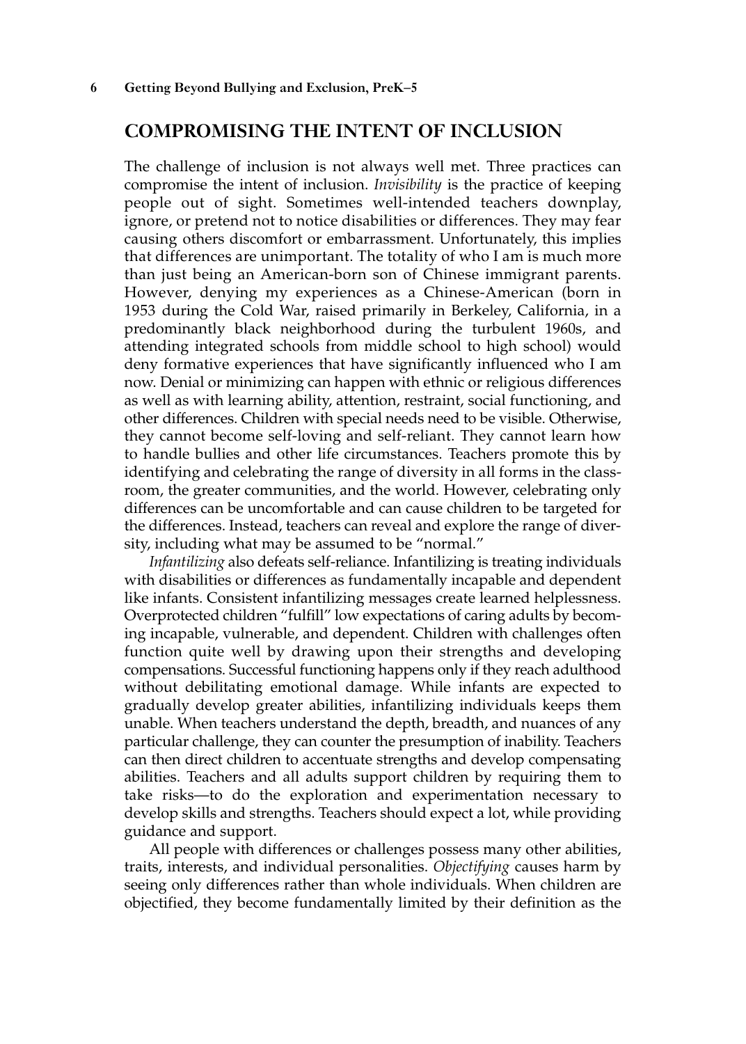## COMPROMISING THE INTENT OF INCLUSION

The challenge of inclusion is not always well met. Three practices can compromise the intent of inclusion. *Invisibility* is the practice of keeping people out of sight. Sometimes well-intended teachers downplay, ignore, or pretend not to notice disabilities or differences. They may fear causing others discomfort or embarrassment. Unfortunately, this implies that differences are unimportant. The totality of who I am is much more than just being an American-born son of Chinese immigrant parents. However, denying my experiences as a Chinese-American (born in 1953 during the Cold War, raised primarily in Berkeley, California, in a predominantly black neighborhood during the turbulent 1960s, and attending integrated schools from middle school to high school) would deny formative experiences that have significantly influenced who I am now. Denial or minimizing can happen with ethnic or religious differences as well as with learning ability, attention, restraint, social functioning, and other differences. Children with special needs need to be visible. Otherwise, they cannot become self-loving and self-reliant. They cannot learn how to handle bullies and other life circumstances. Teachers promote this by identifying and celebrating the range of diversity in all forms in the classroom, the greater communities, and the world. However, celebrating only differences can be uncomfortable and can cause children to be targeted for the differences. Instead, teachers can reveal and explore the range of diversity, including what may be assumed to be "normal."

*Infantilizing* also defeats self-reliance. Infantilizing is treating individuals with disabilities or differences as fundamentally incapable and dependent like infants. Consistent infantilizing messages create learned helplessness. Overprotected children "fulfill" low expectations of caring adults by becoming incapable, vulnerable, and dependent. Children with challenges often function quite well by drawing upon their strengths and developing compensations. Successful functioning happens only if they reach adulthood without debilitating emotional damage. While infants are expected to gradually develop greater abilities, infantilizing individuals keeps them unable. When teachers understand the depth, breadth, and nuances of any particular challenge, they can counter the presumption of inability. Teachers can then direct children to accentuate strengths and develop compensating abilities. Teachers and all adults support children by requiring them to take risks—to do the exploration and experimentation necessary to develop skills and strengths. Teachers should expect a lot, while providing guidance and support.

All people with differences or challenges possess many other abilities, traits, interests, and individual personalities. *Objectifying* causes harm by seeing only differences rather than whole individuals. When children are objectified, they become fundamentally limited by their definition as the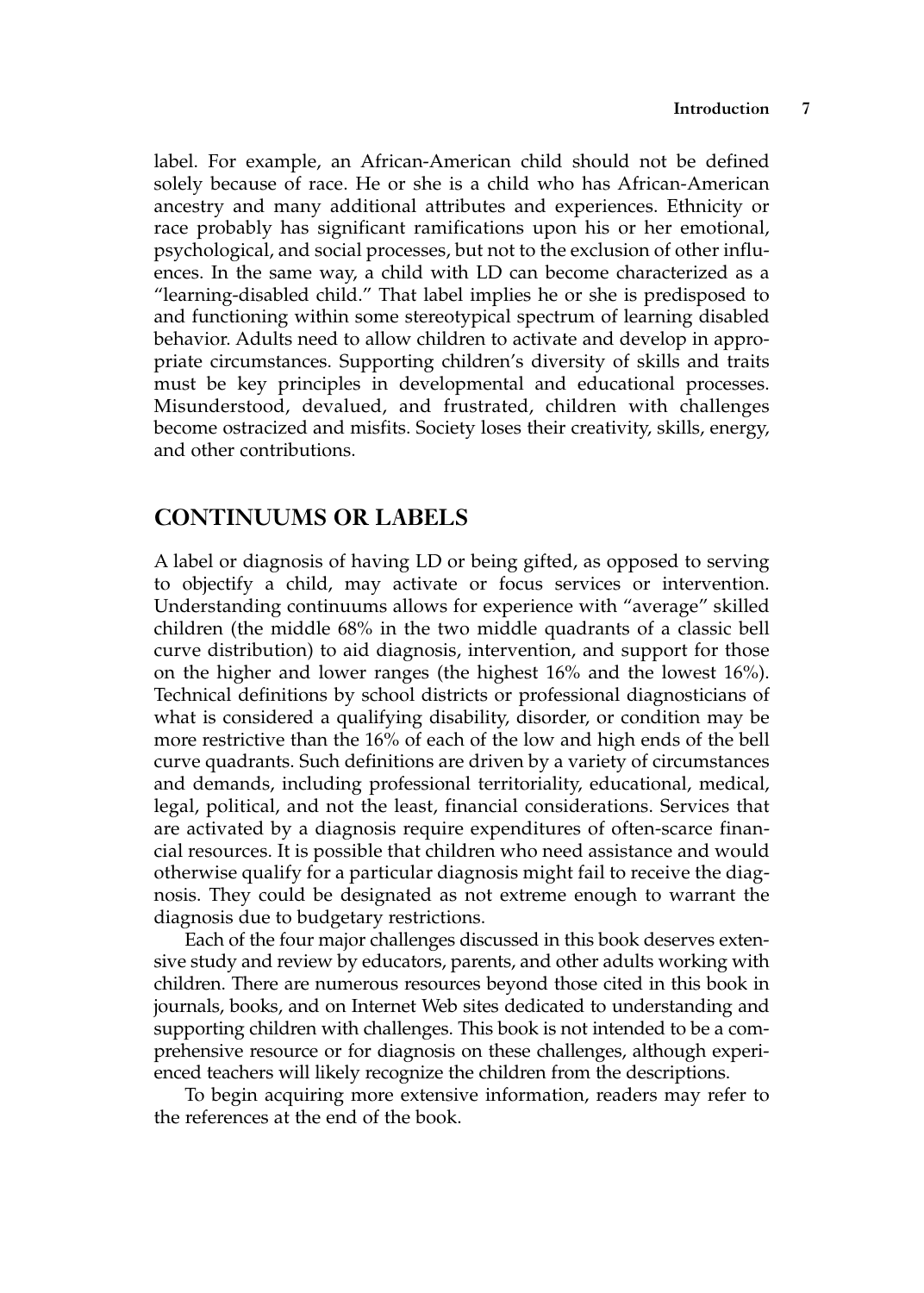label. For example, an African-American child should not be defined solely because of race. He or she is a child who has African-American ancestry and many additional attributes and experiences. Ethnicity or race probably has significant ramifications upon his or her emotional, psychological, and social processes, but not to the exclusion of other influences. In the same way, a child with LD can become characterized as a "learning-disabled child." That label implies he or she is predisposed to and functioning within some stereotypical spectrum of learning disabled behavior. Adults need to allow children to activate and develop in appropriate circumstances. Supporting children's diversity of skills and traits must be key principles in developmental and educational processes. Misunderstood, devalued, and frustrated, children with challenges become ostracized and misfits. Society loses their creativity, skills, energy, and other contributions.

## CONTINUUMS OR LABELS

A label or diagnosis of having LD or being gifted, as opposed to serving to objectify a child, may activate or focus services or intervention. Understanding continuums allows for experience with "average" skilled children (the middle 68% in the two middle quadrants of a classic bell curve distribution) to aid diagnosis, intervention, and support for those on the higher and lower ranges (the highest 16% and the lowest 16%). Technical definitions by school districts or professional diagnosticians of what is considered a qualifying disability, disorder, or condition may be more restrictive than the 16% of each of the low and high ends of the bell curve quadrants. Such definitions are driven by a variety of circumstances and demands, including professional territoriality, educational, medical, legal, political, and not the least, financial considerations. Services that are activated by a diagnosis require expenditures of often-scarce financial resources. It is possible that children who need assistance and would otherwise qualify for a particular diagnosis might fail to receive the diagnosis. They could be designated as not extreme enough to warrant the diagnosis due to budgetary restrictions.

Each of the four major challenges discussed in this book deserves extensive study and review by educators, parents, and other adults working with children. There are numerous resources beyond those cited in this book in journals, books, and on Internet Web sites dedicated to understanding and supporting children with challenges. This book is not intended to be a comprehensive resource or for diagnosis on these challenges, although experienced teachers will likely recognize the children from the descriptions.

To begin acquiring more extensive information, readers may refer to the references at the end of the book.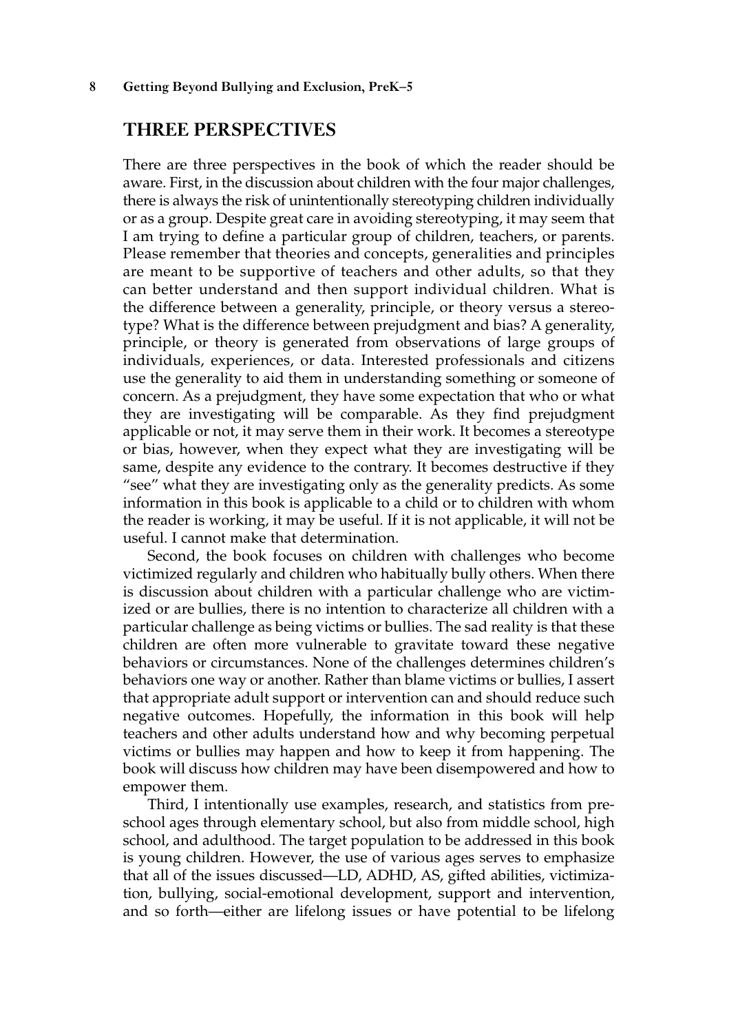## THREE PERSPECTIVES

There are three perspectives in the book of which the reader should be aware. First, in the discussion about children with the four major challenges, there is always the risk of unintentionally stereotyping children individually or as a group. Despite great care in avoiding stereotyping, it may seem that I am trying to define a particular group of children, teachers, or parents. Please remember that theories and concepts, generalities and principles are meant to be supportive of teachers and other adults, so that they can better understand and then support individual children. What is the difference between a generality, principle, or theory versus a stereotype? What is the difference between prejudgment and bias? A generality, principle, or theory is generated from observations of large groups of individuals, experiences, or data. Interested professionals and citizens use the generality to aid them in understanding something or someone of concern. As a prejudgment, they have some expectation that who or what they are investigating will be comparable. As they find prejudgment applicable or not, it may serve them in their work. It becomes a stereotype or bias, however, when they expect what they are investigating will be same, despite any evidence to the contrary. It becomes destructive if they "see" what they are investigating only as the generality predicts. As some information in this book is applicable to a child or to children with whom the reader is working, it may be useful. If it is not applicable, it will not be useful. I cannot make that determination.

Second, the book focuses on children with challenges who become victimized regularly and children who habitually bully others. When there is discussion about children with a particular challenge who are victimized or are bullies, there is no intention to characterize all children with a particular challenge as being victims or bullies. The sad reality is that these children are often more vulnerable to gravitate toward these negative behaviors or circumstances. None of the challenges determines children's behaviors one way or another. Rather than blame victims or bullies, I assert that appropriate adult support or intervention can and should reduce such negative outcomes. Hopefully, the information in this book will help teachers and other adults understand how and why becoming perpetual victims or bullies may happen and how to keep it from happening. The book will discuss how children may have been disempowered and how to empower them.

Third, I intentionally use examples, research, and statistics from preschool ages through elementary school, but also from middle school, high school, and adulthood. The target population to be addressed in this book is young children. However, the use of various ages serves to emphasize that all of the issues discussed—LD, ADHD, AS, gifted abilities, victimization, bullying, social-emotional development, support and intervention, and so forth—either are lifelong issues or have potential to be lifelong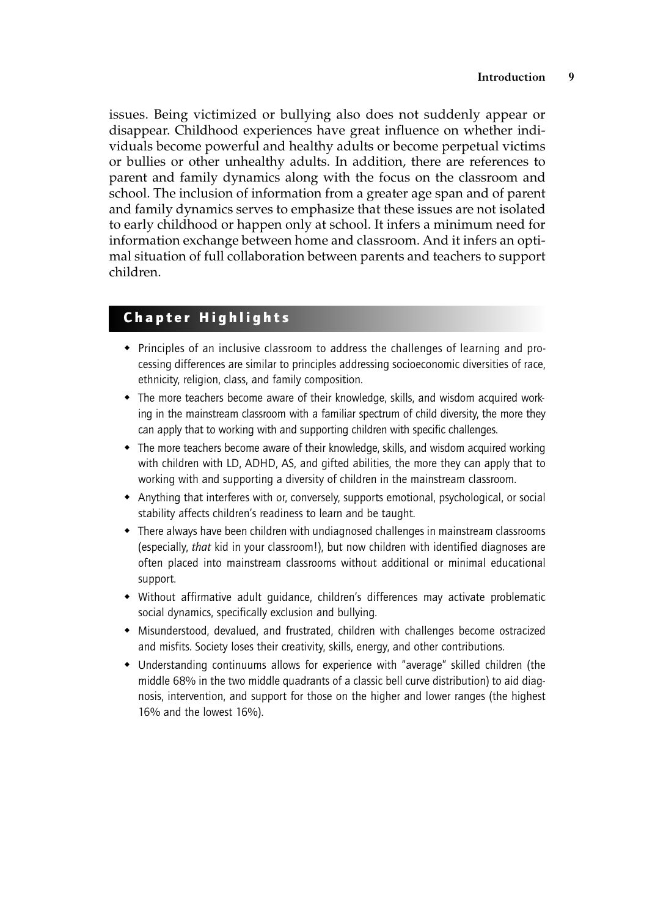issues. Being victimized or bullying also does not suddenly appear or disappear. Childhood experiences have great influence on whether individuals become powerful and healthy adults or become perpetual victims or bullies or other unhealthy adults. In addition, there are references to parent and family dynamics along with the focus on the classroom and school. The inclusion of information from a greater age span and of parent and family dynamics serves to emphasize that these issues are not isolated to early childhood or happen only at school. It infers a minimum need for information exchange between home and classroom. And it infers an optimal situation of full collaboration between parents and teachers to support children.

## Chapter Highlights

- Principles of an inclusive classroom to address the challenges of learning and processing differences are similar to principles addressing socioeconomic diversities of race, ethnicity, religion, class, and family composition.
- The more teachers become aware of their knowledge, skills, and wisdom acquired working in the mainstream classroom with a familiar spectrum of child diversity, the more they can apply that to working with and supporting children with specific challenges.
- The more teachers become aware of their knowledge, skills, and wisdom acquired working with children with LD, ADHD, AS, and gifted abilities, the more they can apply that to working with and supporting a diversity of children in the mainstream classroom.
- Anything that interferes with or, conversely, supports emotional, psychological, or social stability affects children's readiness to learn and be taught.
- There always have been children with undiagnosed challenges in mainstream classrooms (especially, *that* kid in your classroom!), but now children with identified diagnoses are often placed into mainstream classrooms without additional or minimal educational support.
- Without affirmative adult guidance, children's differences may activate problematic social dynamics, specifically exclusion and bullying.
- Misunderstood, devalued, and frustrated, children with challenges become ostracized and misfits. Society loses their creativity, skills, energy, and other contributions.
- Understanding continuums allows for experience with "average" skilled children (the middle 68% in the two middle quadrants of a classic bell curve distribution) to aid diagnosis, intervention, and support for those on the higher and lower ranges (the highest 16% and the lowest 16%).